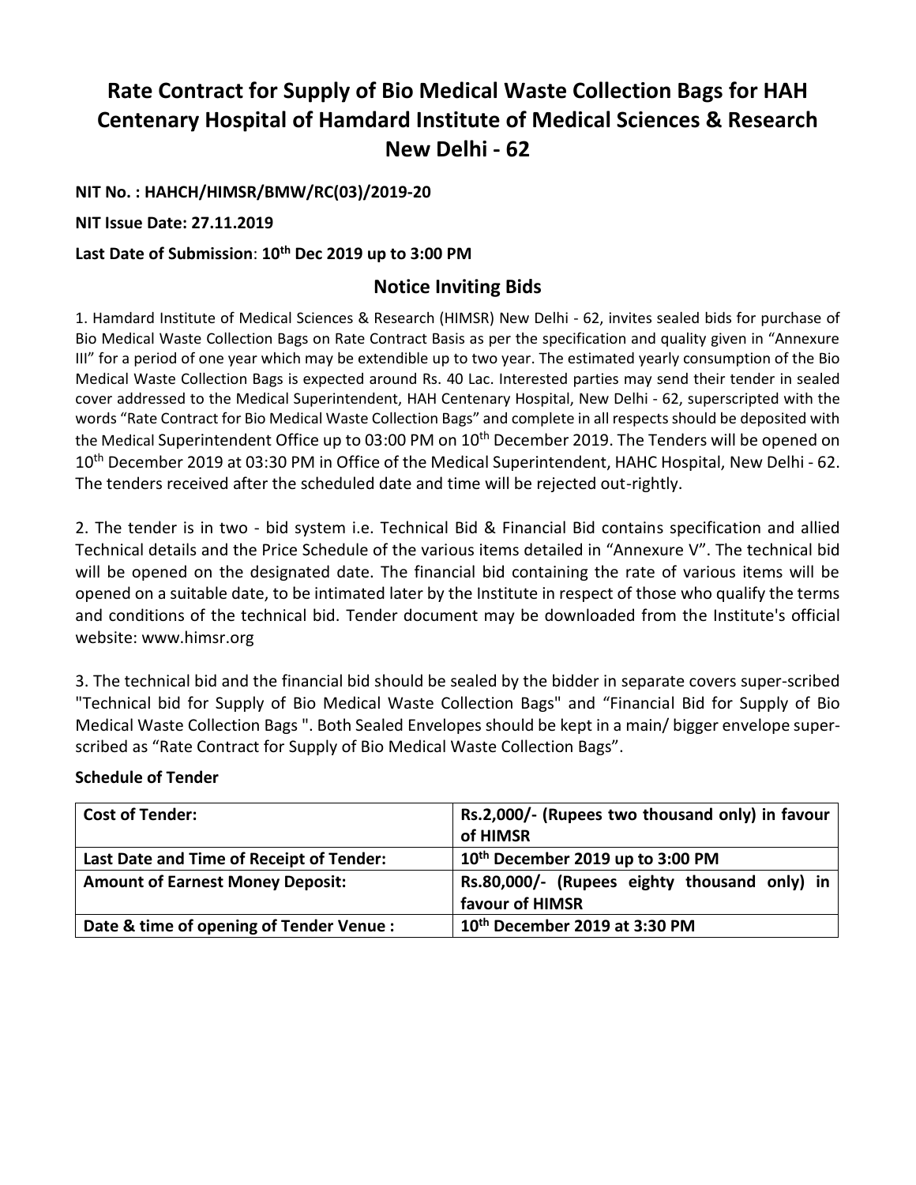# Rate Contract for Supply of Bio Medical Waste Collection Bags for HAH Centenary Hospital of Hamdard Institute of Medical Sciences & Research New Delhi - 62

**NIT No. : HAHCH/HIMSR/BMW/RC(03)/2019-20**

**NIT Issue Date: 27.11.2019**

**Last Date of Submission: 10th Dec 2019 up to 3:00 PM**

## Notice Inviting Bids

1. Hamdard Institute of Medical Sciences & Research (HIMSR) New Delhi - 62, invites sealed bids for purchase of Bio Medical Waste Collection Bags on Rate Contract Basis as per the specification and quality given in "Annexure III" for a period of one year which may be extendible up to two year. The estimated yearly consumption of the Bio Medical Waste Collection Bags is expected around Rs. 40 Lac. Interested parties may send their tender in sealed cover addressed to the Medical Superintendent, HAH Centenary Hospital, New Delhi - 62, superscripted with the words "Rate Contract for Bio Medical Waste Collection Bags" and complete in all respects should be deposited with the Medical Superintendent Office up to 03:00 PM on 10th December 2019. The Tenders will be opened on 10th December 2019 at 03:30 PM in Office of the Medical Superintendent, HAHC Hospital, New Delhi - 62. The tenders received after the scheduled date and time will be rejected out-rightly.

2. The tender is in two - bid system i.e. Technical Bid & Financial Bid contains specification and allied Technical details and the Price Schedule of the various items detailed in "Annexure V". The technical bid will be opened on the designated date. The financial bid containing the rate of various items will be opened on a suitable date, to be intimated later by the Institute in respect of those who qualify the terms and conditions of the technical bid. Tender document may be downloaded from the Institute's official website: www.himsr.org

3. The technical bid and the financial bid should be sealed by the bidder in separate covers super-scribed "Technical bid for Supply of Bio Medical Waste Collection Bags" and "Financial Bid for Supply of Bio Medical Waste Collection Bags ". Both Sealed Envelopes should be kept in a main/ bigger envelope super-scribed as "Rate Contract for Supply of Bio Medical Waste Collection Bags".

**Schedule of Tender**

| **Cost of Tender:** | **Rs.2,000/- (Rupees two thousand only) in favour of HIMSR** |
|---|---|
| **Last Date and Time of Receipt of Tender:** | **10th December 2019 up to 3:00 PM** |
| **Amount of Earnest Money Deposit:** | **Rs.80,000/- (Rupees eighty thousand only) in favour of HIMSR** |
| **Date & time of opening of Tender Venue :** | **10th December 2019 at 3:30 PM** |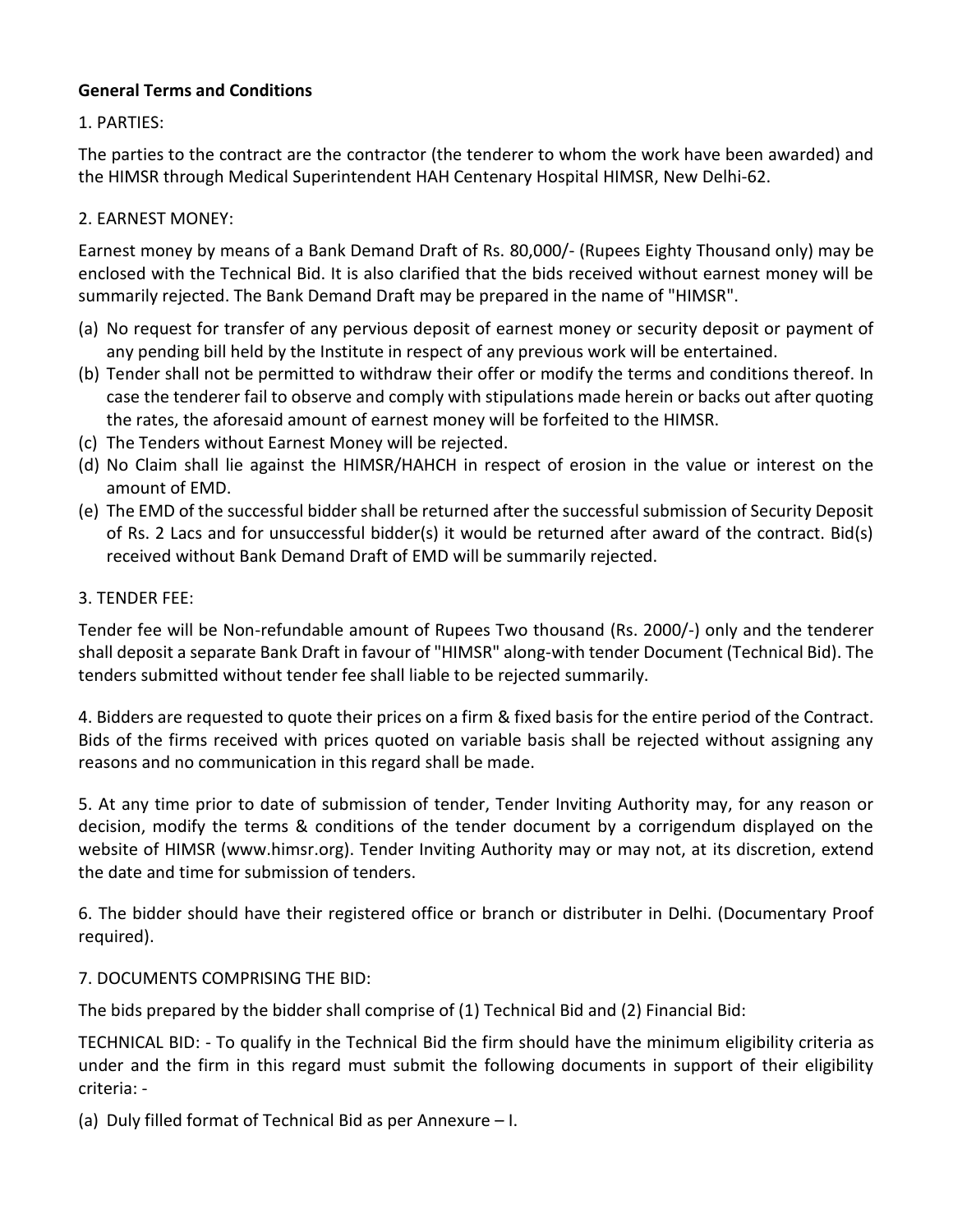**General Terms and Conditions**

1. PARTIES:

The parties to the contract are the contractor (the tenderer to whom the work have been awarded) and the HIMSR through Medical Superintendent HAH Centenary Hospital HIMSR, New Delhi-62.

2. EARNEST MONEY:

Earnest money by means of a Bank Demand Draft of Rs. 80,000/- (Rupees Eighty Thousand only) may be enclosed with the Technical Bid. It is also clarified that the bids received without earnest money will be summarily rejected. The Bank Demand Draft may be prepared in the name of "HIMSR".

(a) No request for transfer of any pervious deposit of earnest money or security deposit or payment of any pending bill held by the Institute in respect of any previous work will be entertained.
(b) Tender shall not be permitted to withdraw their offer or modify the terms and conditions thereof. In case the tenderer fail to observe and comply with stipulations made herein or backs out after quoting the rates, the aforesaid amount of earnest money will be forfeited to the HIMSR.
(c) The Tenders without Earnest Money will be rejected.
(d) No Claim shall lie against the HIMSR/HAHCH in respect of erosion in the value or interest on the amount of EMD.
(e) The EMD of the successful bidder shall be returned after the successful submission of Security Deposit of Rs. 2 Lacs and for unsuccessful bidder(s) it would be returned after award of the contract. Bid(s) received without Bank Demand Draft of EMD will be summarily rejected.

3. TENDER FEE:

Tender fee will be Non-refundable amount of Rupees Two thousand (Rs. 2000/-) only and the tenderer shall deposit a separate Bank Draft in favour of "HIMSR" along-with tender Document (Technical Bid). The tenders submitted without tender fee shall liable to be rejected summarily.

4. Bidders are requested to quote their prices on a firm & fixed basis for the entire period of the Contract. Bids of the firms received with prices quoted on variable basis shall be rejected without assigning any reasons and no communication in this regard shall be made.

5. At any time prior to date of submission of tender, Tender Inviting Authority may, for any reason or decision, modify the terms & conditions of the tender document by a corrigendum displayed on the website of HIMSR (www.himsr.org). Tender Inviting Authority may or may not, at its discretion, extend the date and time for submission of tenders.

6. The bidder should have their registered office or branch or distributer in Delhi. (Documentary Proof required).

7. DOCUMENTS COMPRISING THE BID:

The bids prepared by the bidder shall comprise of (1) Technical Bid and (2) Financial Bid:

TECHNICAL BID: - To qualify in the Technical Bid the firm should have the minimum eligibility criteria as under and the firm in this regard must submit the following documents in support of their eligibility criteria: -

(a) Duly filled format of Technical Bid as per Annexure – I.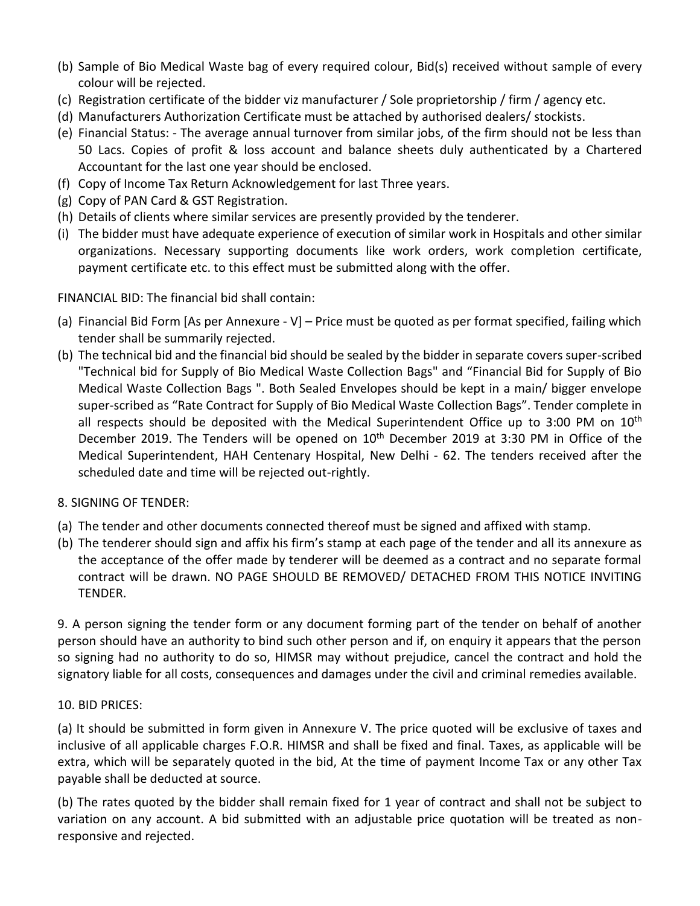(b) Sample of Bio Medical Waste bag of every required colour, Bid(s) received without sample of every colour will be rejected.

(c) Registration certificate of the bidder viz manufacturer / Sole proprietorship / firm / agency etc.

(d) Manufacturers Authorization Certificate must be attached by authorised dealers/ stockists.

(e) Financial Status: - The average annual turnover from similar jobs, of the firm should not be less than 50 Lacs. Copies of profit & loss account and balance sheets duly authenticated by a Chartered Accountant for the last one year should be enclosed.

(f) Copy of Income Tax Return Acknowledgement for last Three years.

(g) Copy of PAN Card & GST Registration.

(h) Details of clients where similar services are presently provided by the tenderer.

(i) The bidder must have adequate experience of execution of similar work in Hospitals and other similar organizations. Necessary supporting documents like work orders, work completion certificate, payment certificate etc. to this effect must be submitted along with the offer.

FINANCIAL BID: The financial bid shall contain:

(a) Financial Bid Form [As per Annexure - V] – Price must be quoted as per format specified, failing which tender shall be summarily rejected.

(b) The technical bid and the financial bid should be sealed by the bidder in separate covers super-scribed "Technical bid for Supply of Bio Medical Waste Collection Bags" and "Financial Bid for Supply of Bio Medical Waste Collection Bags ". Both Sealed Envelopes should be kept in a main/ bigger envelope super-scribed as "Rate Contract for Supply of Bio Medical Waste Collection Bags". Tender complete in all respects should be deposited with the Medical Superintendent Office up to 3:00 PM on 10th December 2019. The Tenders will be opened on 10th December 2019 at 3:30 PM in Office of the Medical Superintendent, HAH Centenary Hospital, New Delhi - 62. The tenders received after the scheduled date and time will be rejected out-rightly.

8. SIGNING OF TENDER:

(a) The tender and other documents connected thereof must be signed and affixed with stamp.

(b) The tenderer should sign and affix his firm's stamp at each page of the tender and all its annexure as the acceptance of the offer made by tenderer will be deemed as a contract and no separate formal contract will be drawn. NO PAGE SHOULD BE REMOVED/ DETACHED FROM THIS NOTICE INVITING TENDER.

9. A person signing the tender form or any document forming part of the tender on behalf of another person should have an authority to bind such other person and if, on enquiry it appears that the person so signing had no authority to do so, HIMSR may without prejudice, cancel the contract and hold the signatory liable for all costs, consequences and damages under the civil and criminal remedies available.

10. BID PRICES:

(a) It should be submitted in form given in Annexure V. The price quoted will be exclusive of taxes and inclusive of all applicable charges F.O.R. HIMSR and shall be fixed and final. Taxes, as applicable will be extra, which will be separately quoted in the bid, At the time of payment Income Tax or any other Tax payable shall be deducted at source.

(b) The rates quoted by the bidder shall remain fixed for 1 year of contract and shall not be subject to variation on any account. A bid submitted with an adjustable price quotation will be treated as non-responsive and rejected.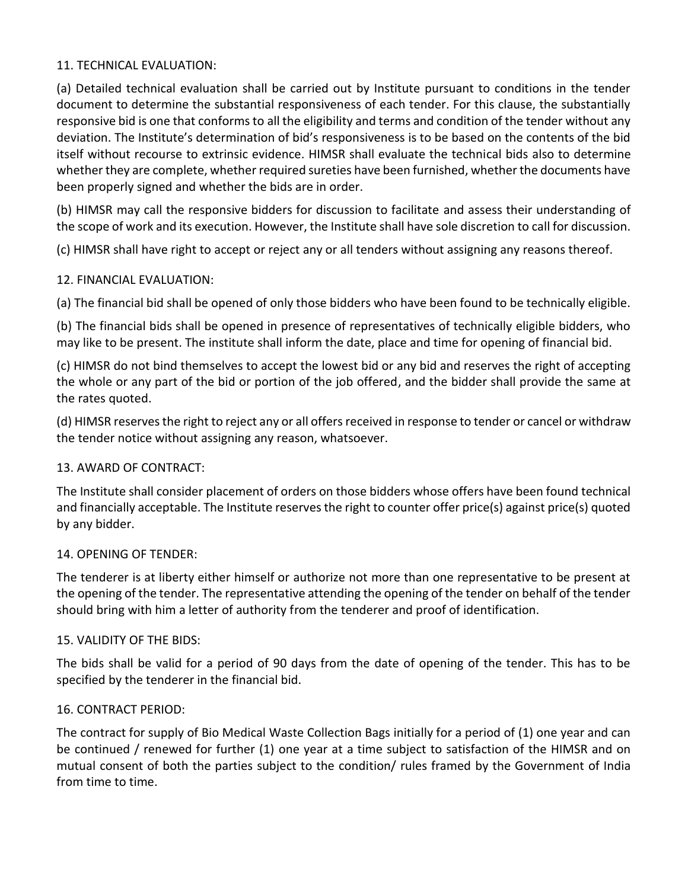## 11. TECHNICAL EVALUATION:

(a) Detailed technical evaluation shall be carried out by Institute pursuant to conditions in the tender document to determine the substantial responsiveness of each tender. For this clause, the substantially responsive bid is one that conforms to all the eligibility and terms and condition of the tender without any deviation. The Institute's determination of bid's responsiveness is to be based on the contents of the bid itself without recourse to extrinsic evidence. HIMSR shall evaluate the technical bids also to determine whether they are complete, whether required sureties have been furnished, whether the documents have been properly signed and whether the bids are in order.

(b) HIMSR may call the responsive bidders for discussion to facilitate and assess their understanding of the scope of work and its execution. However, the Institute shall have sole discretion to call for discussion.

(c) HIMSR shall have right to accept or reject any or all tenders without assigning any reasons thereof.

## 12. FINANCIAL EVALUATION:

(a) The financial bid shall be opened of only those bidders who have been found to be technically eligible.

(b) The financial bids shall be opened in presence of representatives of technically eligible bidders, who may like to be present. The institute shall inform the date, place and time for opening of financial bid.

(c) HIMSR do not bind themselves to accept the lowest bid or any bid and reserves the right of accepting the whole or any part of the bid or portion of the job offered, and the bidder shall provide the same at the rates quoted.

(d) HIMSR reserves the right to reject any or all offers received in response to tender or cancel or withdraw the tender notice without assigning any reason, whatsoever.

## 13. AWARD OF CONTRACT:

The Institute shall consider placement of orders on those bidders whose offers have been found technical and financially acceptable. The Institute reserves the right to counter offer price(s) against price(s) quoted by any bidder.

## 14. OPENING OF TENDER:

The tenderer is at liberty either himself or authorize not more than one representative to be present at the opening of the tender. The representative attending the opening of the tender on behalf of the tender should bring with him a letter of authority from the tenderer and proof of identification.

## 15. VALIDITY OF THE BIDS:

The bids shall be valid for a period of 90 days from the date of opening of the tender. This has to be specified by the tenderer in the financial bid.

## 16. CONTRACT PERIOD:

The contract for supply of Bio Medical Waste Collection Bags initially for a period of (1) one year and can be continued / renewed for further (1) one year at a time subject to satisfaction of the HIMSR and on mutual consent of both the parties subject to the condition/ rules framed by the Government of India from time to time.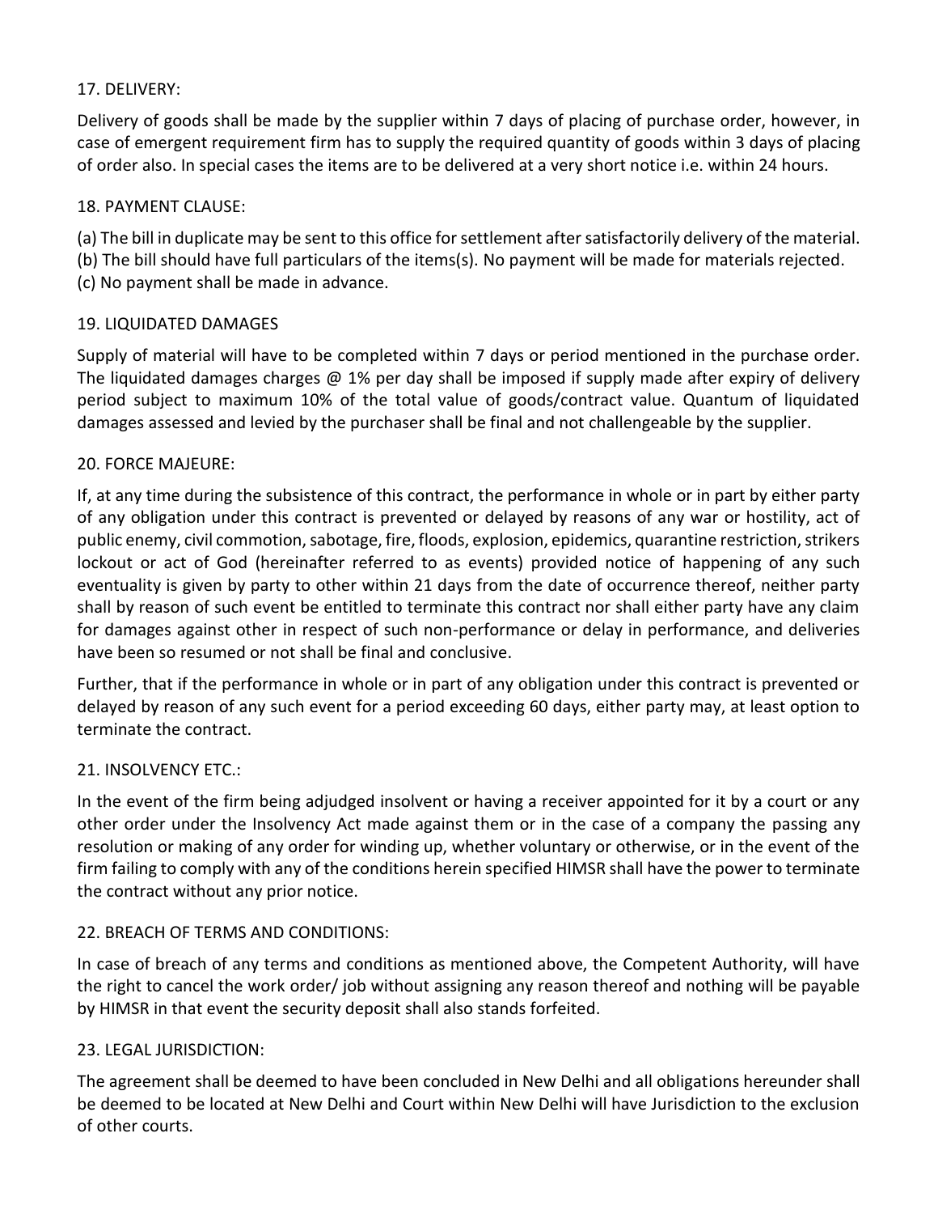## 17. DELIVERY:

Delivery of goods shall be made by the supplier within 7 days of placing of purchase order, however, in case of emergent requirement firm has to supply the required quantity of goods within 3 days of placing of order also. In special cases the items are to be delivered at a very short notice i.e. within 24 hours.

## 18. PAYMENT CLAUSE:

(a) The bill in duplicate may be sent to this office for settlement after satisfactorily delivery of the material.
(b) The bill should have full particulars of the items(s). No payment will be made for materials rejected.
(c) No payment shall be made in advance.

## 19. LIQUIDATED DAMAGES

Supply of material will have to be completed within 7 days or period mentioned in the purchase order. The liquidated damages charges @ 1% per day shall be imposed if supply made after expiry of delivery period subject to maximum 10% of the total value of goods/contract value. Quantum of liquidated damages assessed and levied by the purchaser shall be final and not challengeable by the supplier.

## 20. FORCE MAJEURE:

If, at any time during the subsistence of this contract, the performance in whole or in part by either party of any obligation under this contract is prevented or delayed by reasons of any war or hostility, act of public enemy, civil commotion, sabotage, fire, floods, explosion, epidemics, quarantine restriction, strikers lockout or act of God (hereinafter referred to as events) provided notice of happening of any such eventuality is given by party to other within 21 days from the date of occurrence thereof, neither party shall by reason of such event be entitled to terminate this contract nor shall either party have any claim for damages against other in respect of such non-performance or delay in performance, and deliveries have been so resumed or not shall be final and conclusive.

Further, that if the performance in whole or in part of any obligation under this contract is prevented or delayed by reason of any such event for a period exceeding 60 days, either party may, at least option to terminate the contract.

## 21. INSOLVENCY ETC.:

In the event of the firm being adjudged insolvent or having a receiver appointed for it by a court or any other order under the Insolvency Act made against them or in the case of a company the passing any resolution or making of any order for winding up, whether voluntary or otherwise, or in the event of the firm failing to comply with any of the conditions herein specified HIMSR shall have the power to terminate the contract without any prior notice.

## 22. BREACH OF TERMS AND CONDITIONS:

In case of breach of any terms and conditions as mentioned above, the Competent Authority, will have the right to cancel the work order/ job without assigning any reason thereof and nothing will be payable by HIMSR in that event the security deposit shall also stands forfeited.

## 23. LEGAL JURISDICTION:

The agreement shall be deemed to have been concluded in New Delhi and all obligations hereunder shall be deemed to be located at New Delhi and Court within New Delhi will have Jurisdiction to the exclusion of other courts.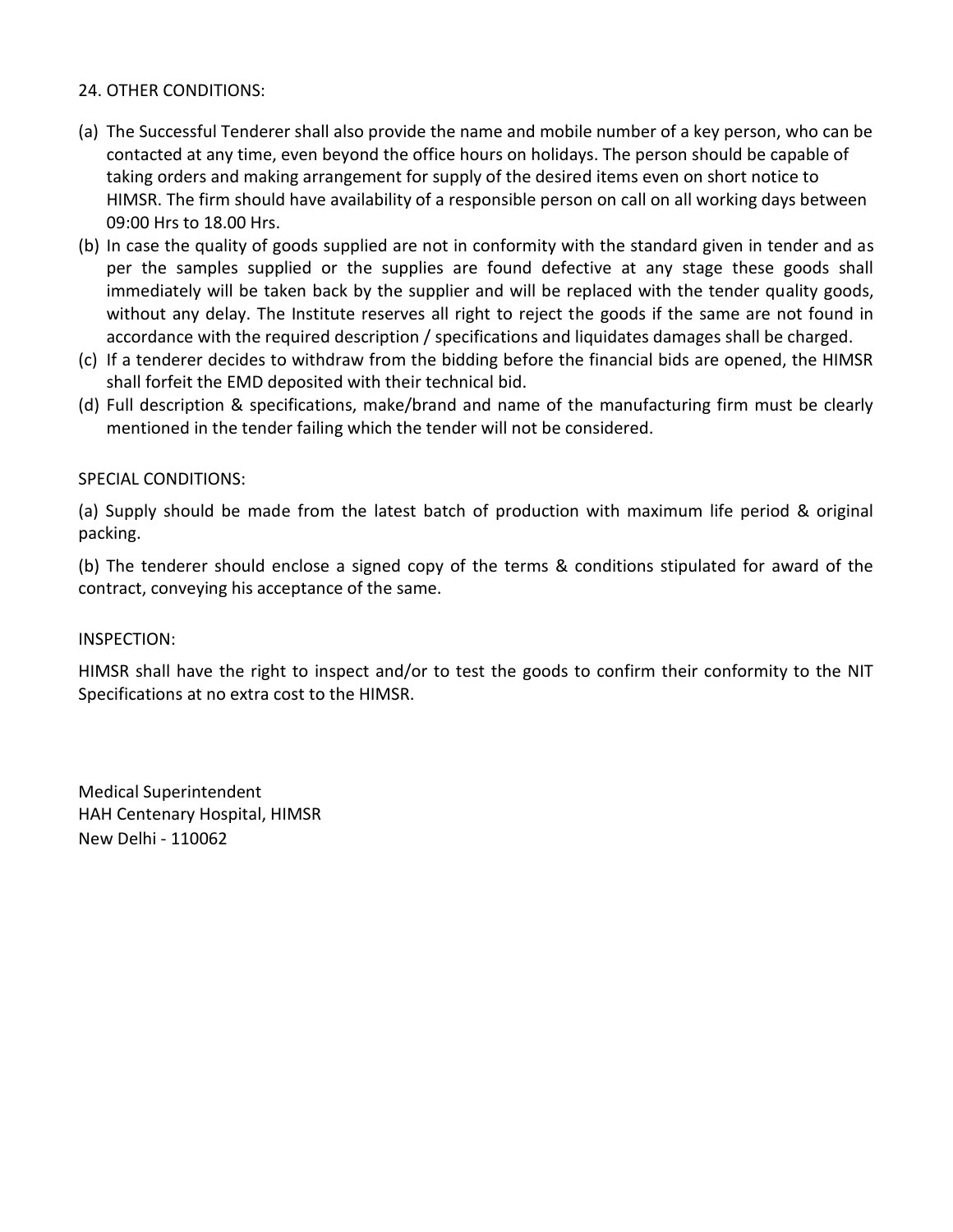## 24. OTHER CONDITIONS:

(a) The Successful Tenderer shall also provide the name and mobile number of a key person, who can be contacted at any time, even beyond the office hours on holidays. The person should be capable of taking orders and making arrangement for supply of the desired items even on short notice to HIMSR. The firm should have availability of a responsible person on call on all working days between 09:00 Hrs to 18.00 Hrs.

(b) In case the quality of goods supplied are not in conformity with the standard given in tender and as per the samples supplied or the supplies are found defective at any stage these goods shall immediately will be taken back by the supplier and will be replaced with the tender quality goods, without any delay. The Institute reserves all right to reject the goods if the same are not found in accordance with the required description / specifications and liquidates damages shall be charged.

(c) If a tenderer decides to withdraw from the bidding before the financial bids are opened, the HIMSR shall forfeit the EMD deposited with their technical bid.

(d) Full description & specifications, make/brand and name of the manufacturing firm must be clearly mentioned in the tender failing which the tender will not be considered.

## SPECIAL CONDITIONS:

(a) Supply should be made from the latest batch of production with maximum life period & original packing.

(b) The tenderer should enclose a signed copy of the terms & conditions stipulated for award of the contract, conveying his acceptance of the same.

## INSPECTION:

HIMSR shall have the right to inspect and/or to test the goods to confirm their conformity to the NIT Specifications at no extra cost to the HIMSR.

Medical Superintendent
HAH Centenary Hospital, HIMSR
New Delhi - 110062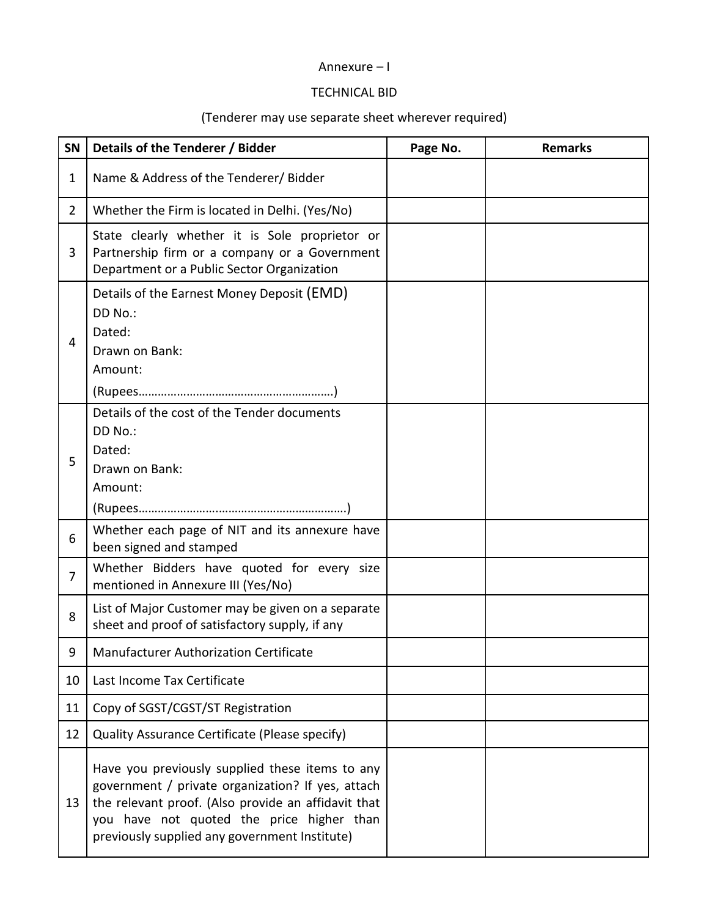Annexure – I

TECHNICAL BID

(Tenderer may use separate sheet wherever required)

| SN | Details of the Tenderer / Bidder | Page No. | Remarks |
|---|---|---|---|
| 1 | Name & Address of the Tenderer/ Bidder | | |
| 2 | Whether the Firm is located in Delhi. (Yes/No) | | |
| 3 | State clearly whether it is Sole proprietor or Partnership firm or a company or a Government Department or a Public Sector Organization | | |
| 4 | Details of the Earnest Money Deposit (EMD)<br>DD No.:<br>Dated:<br>Drawn on Bank:<br>Amount:<br>(Rupees…………………………………………………) | | |
| 5 | Details of the cost of the Tender documents<br>DD No.:<br>Dated:<br>Drawn on Bank:<br>Amount:<br>(Rupees…………………….………………………………) | | |
| 6 | Whether each page of NIT and its annexure have been signed and stamped | | |
| 7 | Whether Bidders have quoted for every size mentioned in Annexure III (Yes/No) | | |
| 8 | List of Major Customer may be given on a separate sheet and proof of satisfactory supply, if any | | |
| 9 | Manufacturer Authorization Certificate | | |
| 10 | Last Income Tax Certificate | | |
| 11 | Copy of SGST/CGST/ST Registration | | |
| 12 | Quality Assurance Certificate (Please specify) | | |
| 13 | Have you previously supplied these items to any government / private organization? If yes, attach the relevant proof. (Also provide an affidavit that you have not quoted the price higher than previously supplied any government Institute) | | |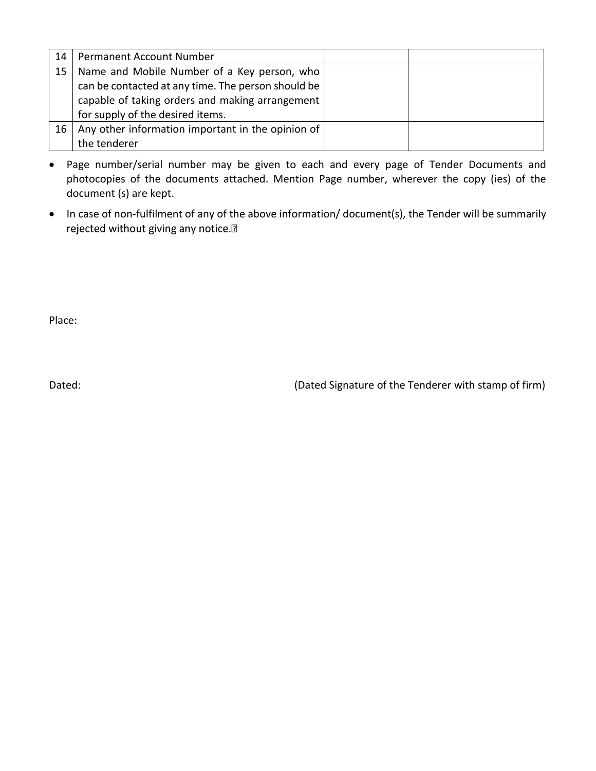| | | | |
|---|---|---|---|
| 14 | Permanent Account Number | | |
| 15 | Name and Mobile Number of a Key person, who can be contacted at any time. The person should be capable of taking orders and making arrangement for supply of the desired items. | | |
| 16 | Any other information important in the opinion of the tenderer | | |

- Page number/serial number may be given to each and every page of Tender Documents and photocopies of the documents attached. Mention Page number, wherever the copy (ies) of the document (s) are kept.
- In case of non-fulfilment of any of the above information/ document(s), the Tender will be summarily rejected without giving any notice.

Place:

Dated: (Dated Signature of the Tenderer with stamp of firm)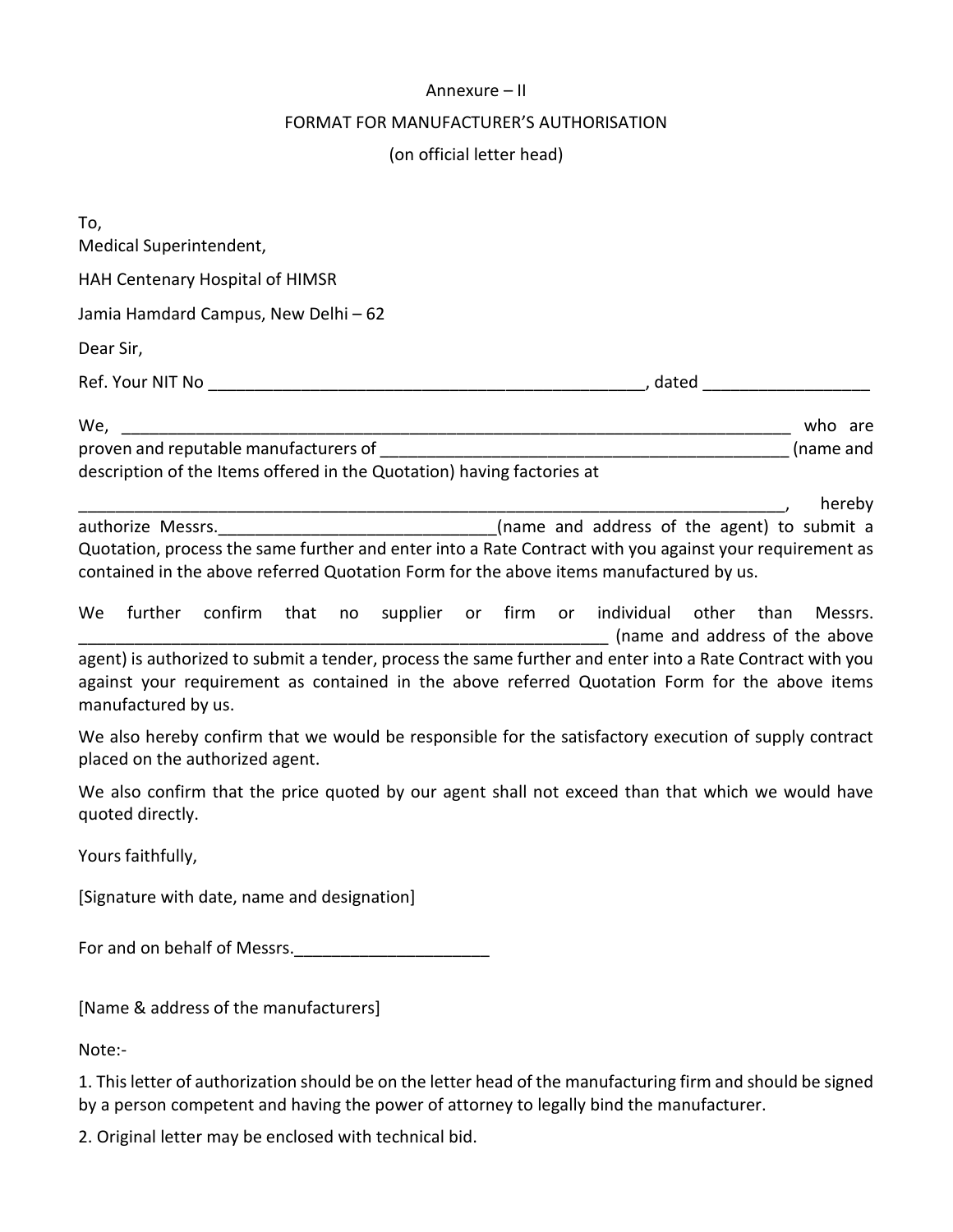Annexure – II

FORMAT FOR MANUFACTURER’S AUTHORISATION

(on official letter head)

To,
Medical Superintendent,

HAH Centenary Hospital of HIMSR

Jamia Hamdard Campus, New Delhi – 62

Dear Sir,

Ref. Your NIT No _________________________________________________, dated __________________

We, ___________________________________________________________________________ who are proven and reputable manufacturers of ____________________________________________ (name and description of the Items offered in the Quotation) having factories at

_____________________________________________________________________________, hereby authorize Messrs.______________________________(name and address of the agent) to submit a Quotation, process the same further and enter into a Rate Contract with you against your requirement as contained in the above referred Quotation Form for the above items manufactured by us.

We further confirm that no supplier or firm or individual other than Messrs. ___________________________________________________________ (name and address of the above agent) is authorized to submit a tender, process the same further and enter into a Rate Contract with you against your requirement as contained in the above referred Quotation Form for the above items manufactured by us.

We also hereby confirm that we would be responsible for the satisfactory execution of supply contract placed on the authorized agent.

We also confirm that the price quoted by our agent shall not exceed than that which we would have quoted directly.

Yours faithfully,

[Signature with date, name and designation]

For and on behalf of Messrs.______________________

[Name & address of the manufacturers]

Note:-

1. This letter of authorization should be on the letter head of the manufacturing firm and should be signed by a person competent and having the power of attorney to legally bind the manufacturer.

2. Original letter may be enclosed with technical bid.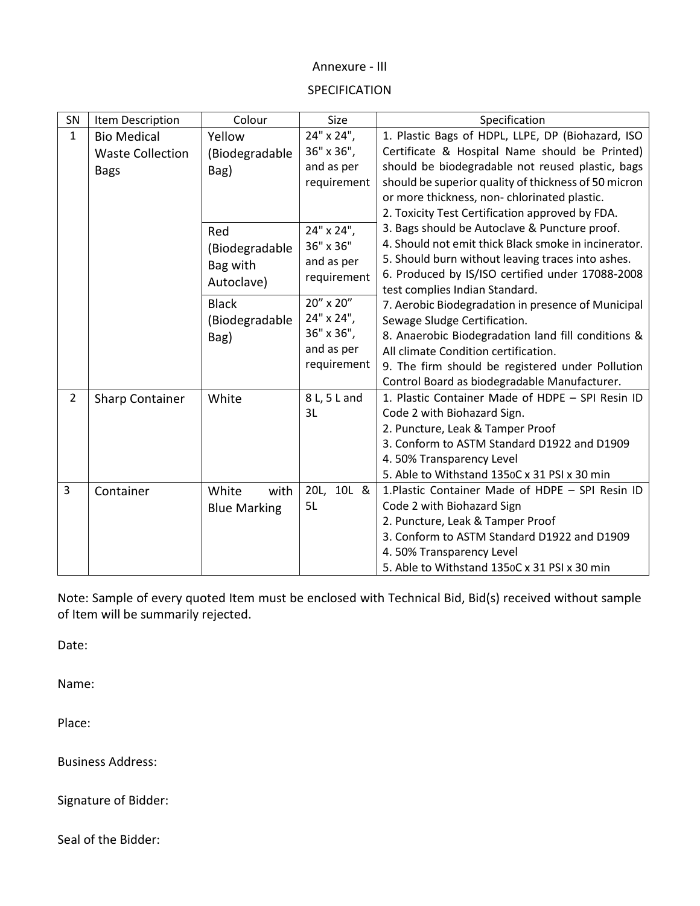Annexure - III

SPECIFICATION

| SN | Item Description | Colour | Size | Specification |
|---|---|---|---|---|
| 1 | Bio Medical Waste Collection Bags | Yellow (Biodegradable Bag) | 24" x 24", 36" x 36", and as per requirement | 1. Plastic Bags of HDPL, LLPE, DP (Biohazard, ISO Certificate & Hospital Name should be Printed) should be biodegradable not reused plastic, bags should be superior quality of thickness of 50 micron or more thickness, non- chlorinated plastic.<br>2. Toxicity Test Certification approved by FDA.<br>3. Bags should be Autoclave & Puncture proof.<br>4. Should not emit thick Black smoke in incinerator.<br>5. Should burn without leaving traces into ashes.<br>6. Produced by IS/ISO certified under 17088-2008 test complies Indian Standard.<br>7. Aerobic Biodegradation in presence of Municipal Sewage Sludge Certification.<br>8. Anaerobic Biodegradation land fill conditions & All climate Condition certification.<br>9. The firm should be registered under Pollution Control Board as biodegradable Manufacturer. |
| | | Red (Biodegradable Bag with Autoclave) | 24" x 24", 36" x 36" and as per requirement | |
| | | Black (Biodegradable Bag) | 20" x 20"<br>24" x 24", 36" x 36", and as per requirement | |
| 2 | Sharp Container | White | 8 L, 5 L and 3L | 1. Plastic Container Made of HDPE – SPI Resin ID Code 2 with Biohazard Sign.<br>2. Puncture, Leak & Tamper Proof<br>3. Conform to ASTM Standard D1922 and D1909<br>4. 50% Transparency Level<br>5. Able to Withstand 135$^{0}$C x 31 PSI x 30 min |
| 3 | Container | White with Blue Marking | 20L, 10L & 5L | 1.Plastic Container Made of HDPE – SPI Resin ID Code 2 with Biohazard Sign<br>2. Puncture, Leak & Tamper Proof<br>3. Conform to ASTM Standard D1922 and D1909<br>4. 50% Transparency Level<br>5. Able to Withstand 135$^{0}$C x 31 PSI x 30 min |

Note: Sample of every quoted Item must be enclosed with Technical Bid, Bid(s) received without sample of Item will be summarily rejected.

Date:

Name:

Place:

Business Address:

Signature of Bidder:

Seal of the Bidder: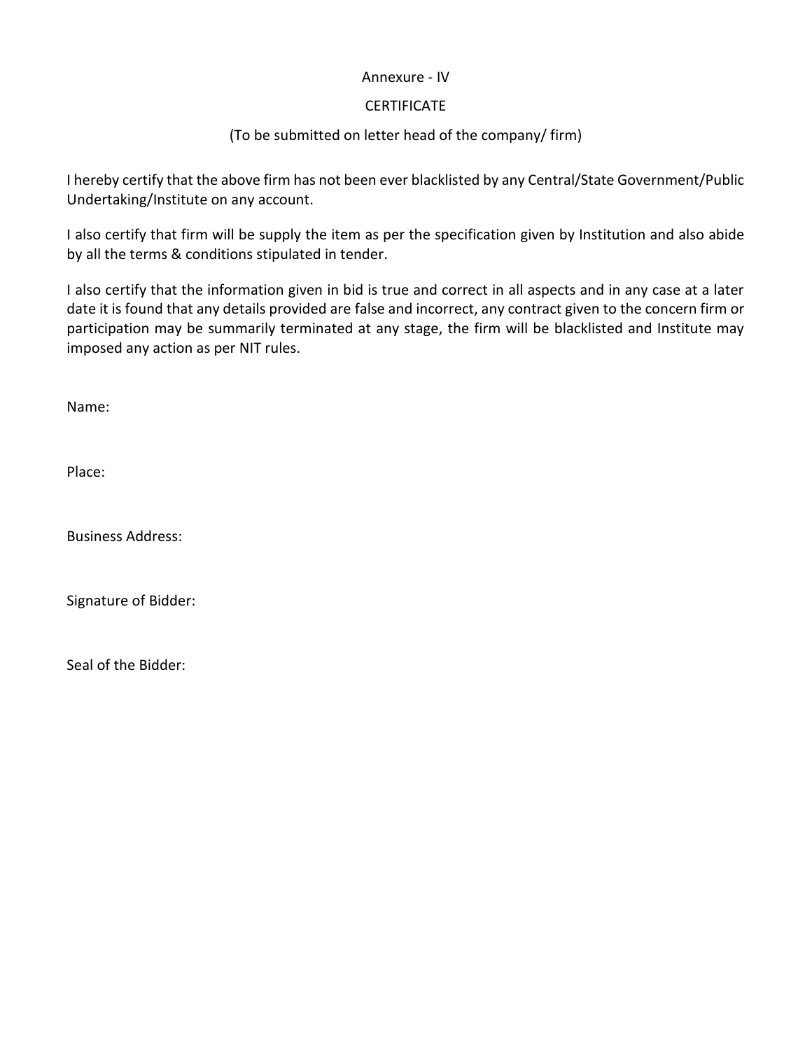Annexure - IV

CERTIFICATE

(To be submitted on letter head of the company/ firm)

I hereby certify that the above firm has not been ever blacklisted by any Central/State Government/Public Undertaking/Institute on any account.

I also certify that firm will be supply the item as per the specification given by Institution and also abide by all the terms & conditions stipulated in tender.

I also certify that the information given in bid is true and correct in all aspects and in any case at a later date it is found that any details provided are false and incorrect, any contract given to the concern firm or participation may be summarily terminated at any stage, the firm will be blacklisted and Institute may imposed any action as per NIT rules.

Name:

Place:

Business Address:

Signature of Bidder:

Seal of the Bidder: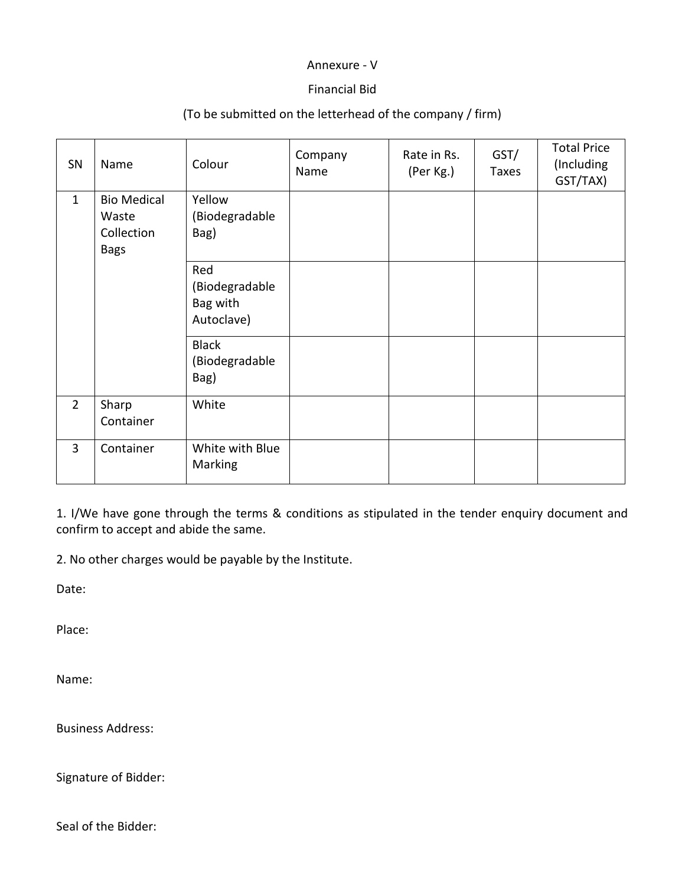Annexure - V

Financial Bid

(To be submitted on the letterhead of the company / firm)

| SN | Name | Colour | Company Name | Rate in Rs. (Per Kg.) | GST/ Taxes | Total Price (Including GST/TAX) |
|---|---|---|---|---|---|---|
| 1 | Bio Medical Waste Collection Bags | Yellow (Biodegradable Bag) | | | | |
| | | Red (Biodegradable Bag with Autoclave) | | | | |
| | | Black (Biodegradable Bag) | | | | |
| 2 | Sharp Container | White | | | | |
| 3 | Container | White with Blue Marking | | | | |

1. I/We have gone through the terms & conditions as stipulated in the tender enquiry document and confirm to accept and abide the same.

2. No other charges would be payable by the Institute.

Date:

Place:

Name:

Business Address:

Signature of Bidder:

Seal of the Bidder: